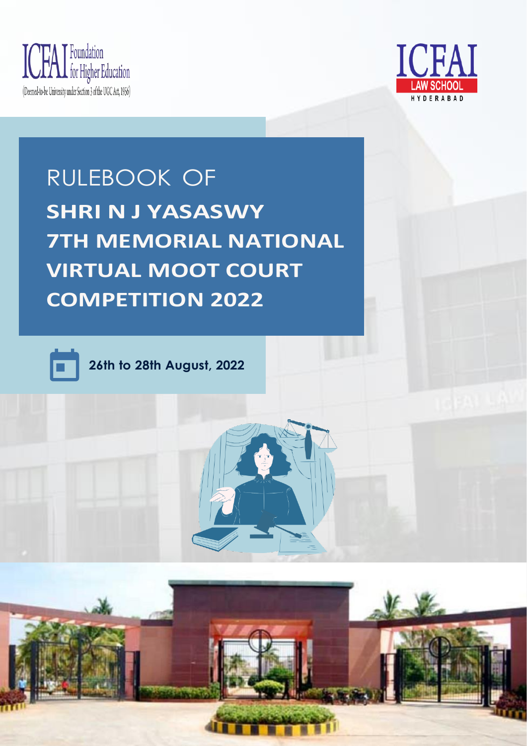ICFAI Foundation for Higher Education
(Deemed-to-be University under Section 3 of the UGC Act, 1956)

ICFAI LAW SCHOOL HYDERABAD

# RULEBOOK OF SHRI N J YASASWY 7TH MEMORIAL NATIONAL VIRTUAL MOOT COURT COMPETITION 2022

**26th to 28th August, 2022**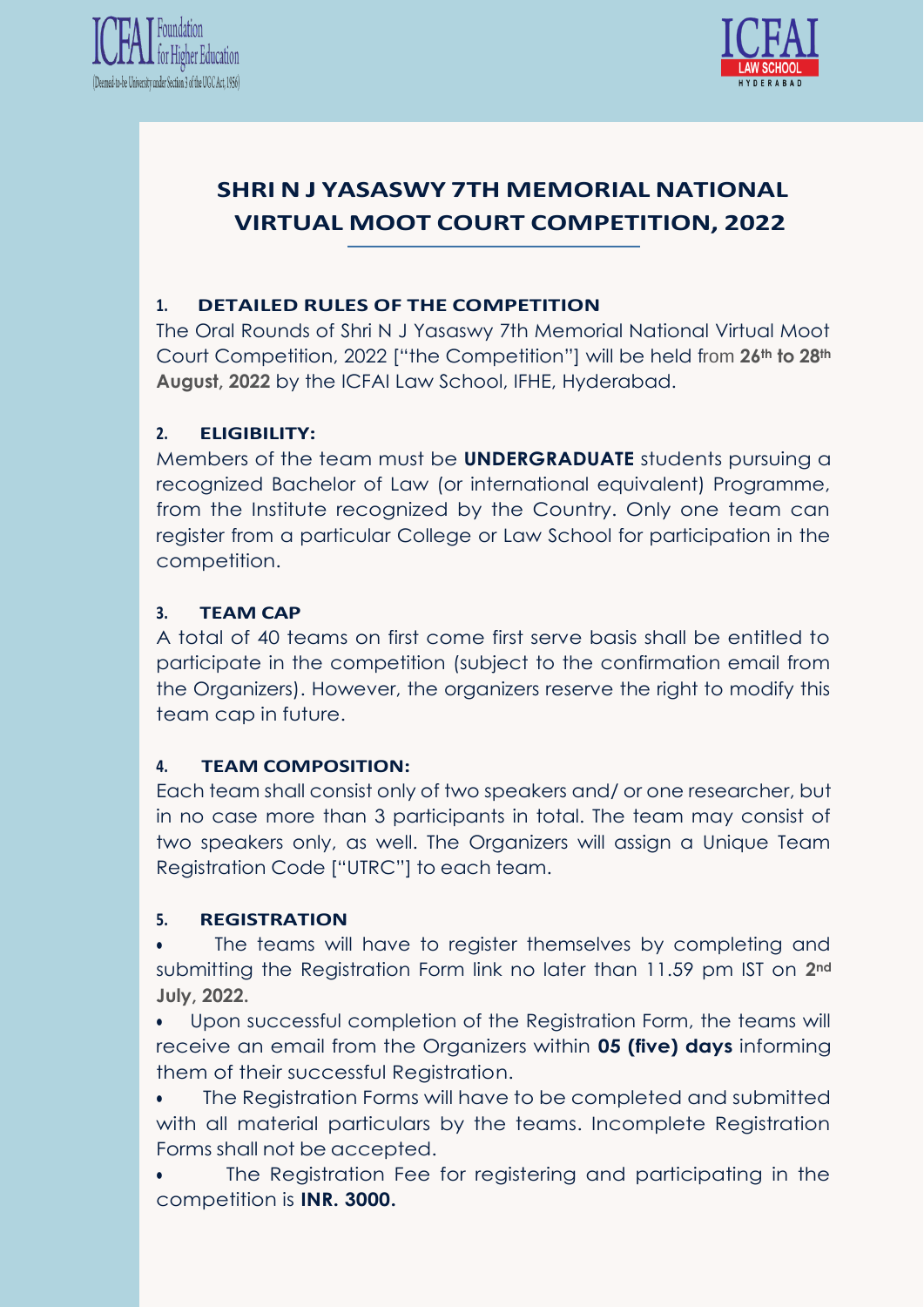## SHRI N J YASASWY 7TH MEMORIAL NATIONAL VIRTUAL MOOT COURT COMPETITION, 2022

### 1. DETAILED RULES OF THE COMPETITION

The Oral Rounds of Shri N J Yasaswy 7th Memorial National Virtual Moot Court Competition, 2022 ["the Competition"] will be held from **26th to 28th August, 2022** by the ICFAI Law School, IFHE, Hyderabad.

### 2. ELIGIBILITY:

Members of the team must be **UNDERGRADUATE** students pursuing a recognized Bachelor of Law (or international equivalent) Programme, from the Institute recognized by the Country. Only one team can register from a particular College or Law School for participation in the competition.

### 3. TEAM CAP

A total of 40 teams on first come first serve basis shall be entitled to participate in the competition (subject to the confirmation email from the Organizers). However, the organizers reserve the right to modify this team cap in future.

### 4. TEAM COMPOSITION:

Each team shall consist only of two speakers and/ or one researcher, but in no case more than 3 participants in total. The team may consist of two speakers only, as well. The Organizers will assign a Unique Team Registration Code ["UTRC"] to each team.

### 5. REGISTRATION

- The teams will have to register themselves by completing and submitting the Registration Form link no later than 11.59 pm IST on **2nd July, 2022.**
- Upon successful completion of the Registration Form, the teams will receive an email from the Organizers within **05 (five) days** informing them of their successful Registration.
- The Registration Forms will have to be completed and submitted with all material particulars by the teams. Incomplete Registration Forms shall not be accepted.
- The Registration Fee for registering and participating in the competition is **INR. 3000.**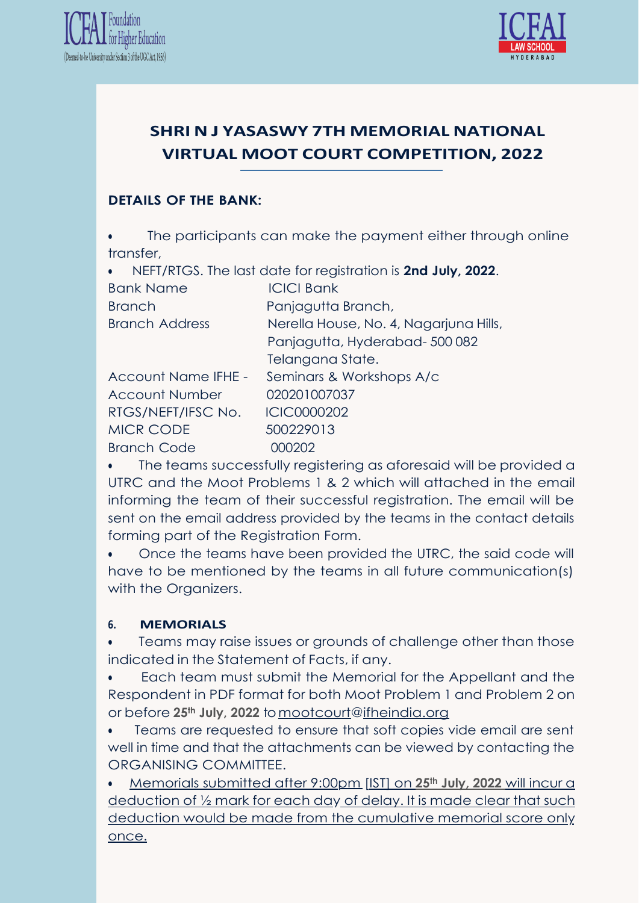## SHRI N J YASASWY 7TH MEMORIAL NATIONAL VIRTUAL MOOT COURT COMPETITION, 2022

### DETAILS OF THE BANK:

- The participants can make the payment either through online transfer,
- NEFT/RTGS. The last date for registration is **2nd July, 2022**.

| | |
|---|---|
| Bank Name | ICICI Bank |
| Branch | Panjagutta Branch, |
| Branch Address | Nerella House, No. 4, Nagarjuna Hills, Panjagutta, Hyderabad- 500 082 Telangana State. |
| Account Name IFHE - | Seminars & Workshops A/c |
| Account Number | 020201007037 |
| RTGS/NEFT/IFSC No. | ICIC0000202 |
| MICR CODE | 500229013 |
| Branch Code | 000202 |

- The teams successfully registering as aforesaid will be provided a UTRC and the Moot Problems 1 & 2 which will attached in the email informing the team of their successful registration. The email will be sent on the email address provided by the teams in the contact details forming part of the Registration Form.
- Once the teams have been provided the UTRC, the said code will have to be mentioned by the teams in all future communication(s) with the Organizers.

### 6. MEMORIALS

- Teams may raise issues or grounds of challenge other than those indicated in the Statement of Facts, if any.
- Each team must submit the Memorial for the Appellant and the Respondent in PDF format for both Moot Problem 1 and Problem 2 on or before **25th July, 2022** to mootcourt@ifheindia.org
- Teams are requested to ensure that soft copies vide email are sent well in time and that the attachments can be viewed by contacting the ORGANISING COMMITTEE.
- Memorials submitted after 9:00pm [IST] on **25th July, 2022** will incur a deduction of ½ mark for each day of delay. It is made clear that such deduction would be made from the cumulative memorial score only once.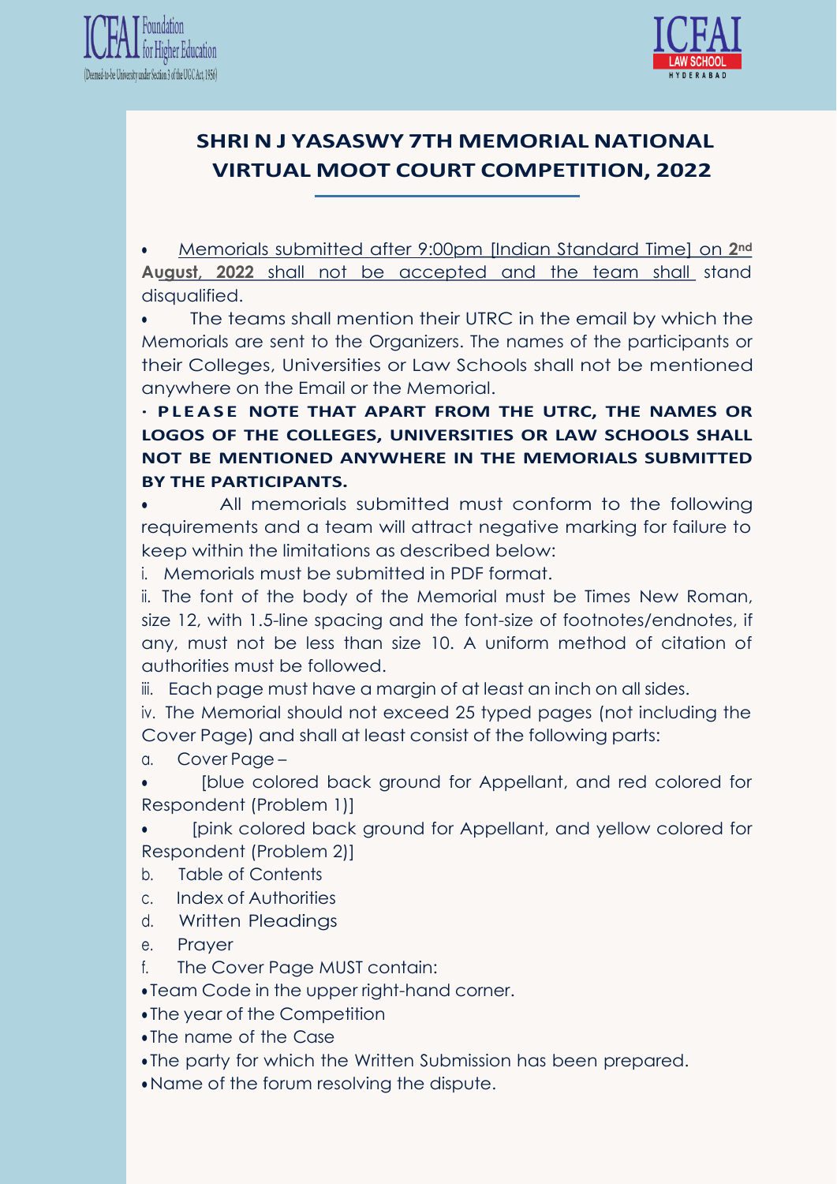## SHRI N J YASASWY 7TH MEMORIAL NATIONAL VIRTUAL MOOT COURT COMPETITION, 2022

- Memorials submitted after 9:00pm [Indian Standard Time] on **2nd August, 2022** shall not be accepted and the team shall stand disqualified.
- The teams shall mention their UTRC in the email by which the Memorials are sent to the Organizers. The names of the participants or their Colleges, Universities or Law Schools shall not be mentioned anywhere on the Email or the Memorial.
- **PLEASE NOTE THAT APART FROM THE UTRC, THE NAMES OR LOGOS OF THE COLLEGES, UNIVERSITIES OR LAW SCHOOLS SHALL NOT BE MENTIONED ANYWHERE IN THE MEMORIALS SUBMITTED BY THE PARTICIPANTS.**
- All memorials submitted must conform to the following requirements and a team will attract negative marking for failure to keep within the limitations as described below:

i. Memorials must be submitted in PDF format.

ii. The font of the body of the Memorial must be Times New Roman, size 12, with 1.5-line spacing and the font-size of footnotes/endnotes, if any, must not be less than size 10. A uniform method of citation of authorities must be followed.

iii. Each page must have a margin of at least an inch on all sides.

iv. The Memorial should not exceed 25 typed pages (not including the Cover Page) and shall at least consist of the following parts:

a. Cover Page –

- [blue colored back ground for Appellant, and red colored for Respondent (Problem 1)]
- [pink colored back ground for Appellant, and yellow colored for Respondent (Problem 2)]

b. Table of Contents

c. Index of Authorities

d. Written Pleadings

e. Prayer

f. The Cover Page MUST contain:

- Team Code in the upper right-hand corner.
- The year of the Competition
- The name of the Case
- The party for which the Written Submission has been prepared.
- Name of the forum resolving the dispute.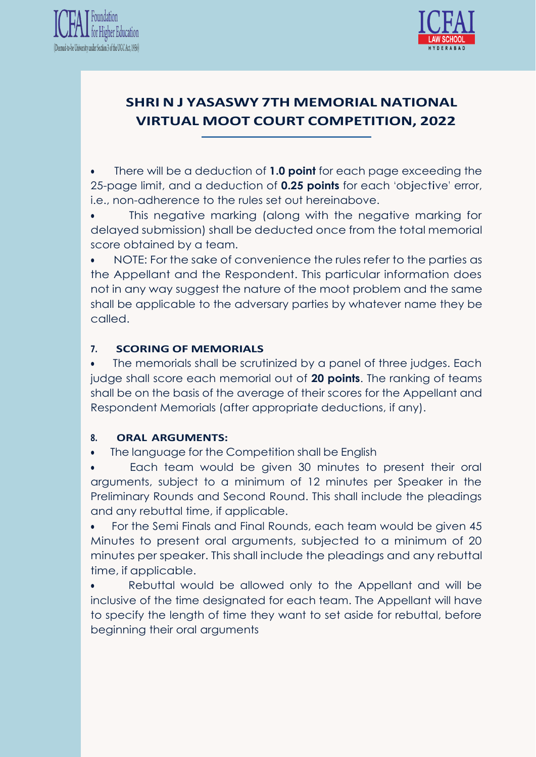## SHRI N J YASASWY 7TH MEMORIAL NATIONAL VIRTUAL MOOT COURT COMPETITION, 2022

- There will be a deduction of **1.0 point** for each page exceeding the 25-page limit, and a deduction of **0.25 points** for each 'objective' error, i.e., non-adherence to the rules set out hereinabove.
- This negative marking (along with the negative marking for delayed submission) shall be deducted once from the total memorial score obtained by a team.
- NOTE: For the sake of convenience the rules refer to the parties as the Appellant and the Respondent. This particular information does not in any way suggest the nature of the moot problem and the same shall be applicable to the adversary parties by whatever name they be called.

### 7. SCORING OF MEMORIALS

- The memorials shall be scrutinized by a panel of three judges. Each judge shall score each memorial out of **20 points**. The ranking of teams shall be on the basis of the average of their scores for the Appellant and Respondent Memorials (after appropriate deductions, if any).

### 8. ORAL ARGUMENTS:

- The language for the Competition shall be English
- Each team would be given 30 minutes to present their oral arguments, subject to a minimum of 12 minutes per Speaker in the Preliminary Rounds and Second Round. This shall include the pleadings and any rebuttal time, if applicable.
- For the Semi Finals and Final Rounds, each team would be given 45 Minutes to present oral arguments, subjected to a minimum of 20 minutes per speaker. This shall include the pleadings and any rebuttal time, if applicable.
- Rebuttal would be allowed only to the Appellant and will be inclusive of the time designated for each team. The Appellant will have to specify the length of time they want to set aside for rebuttal, before beginning their oral arguments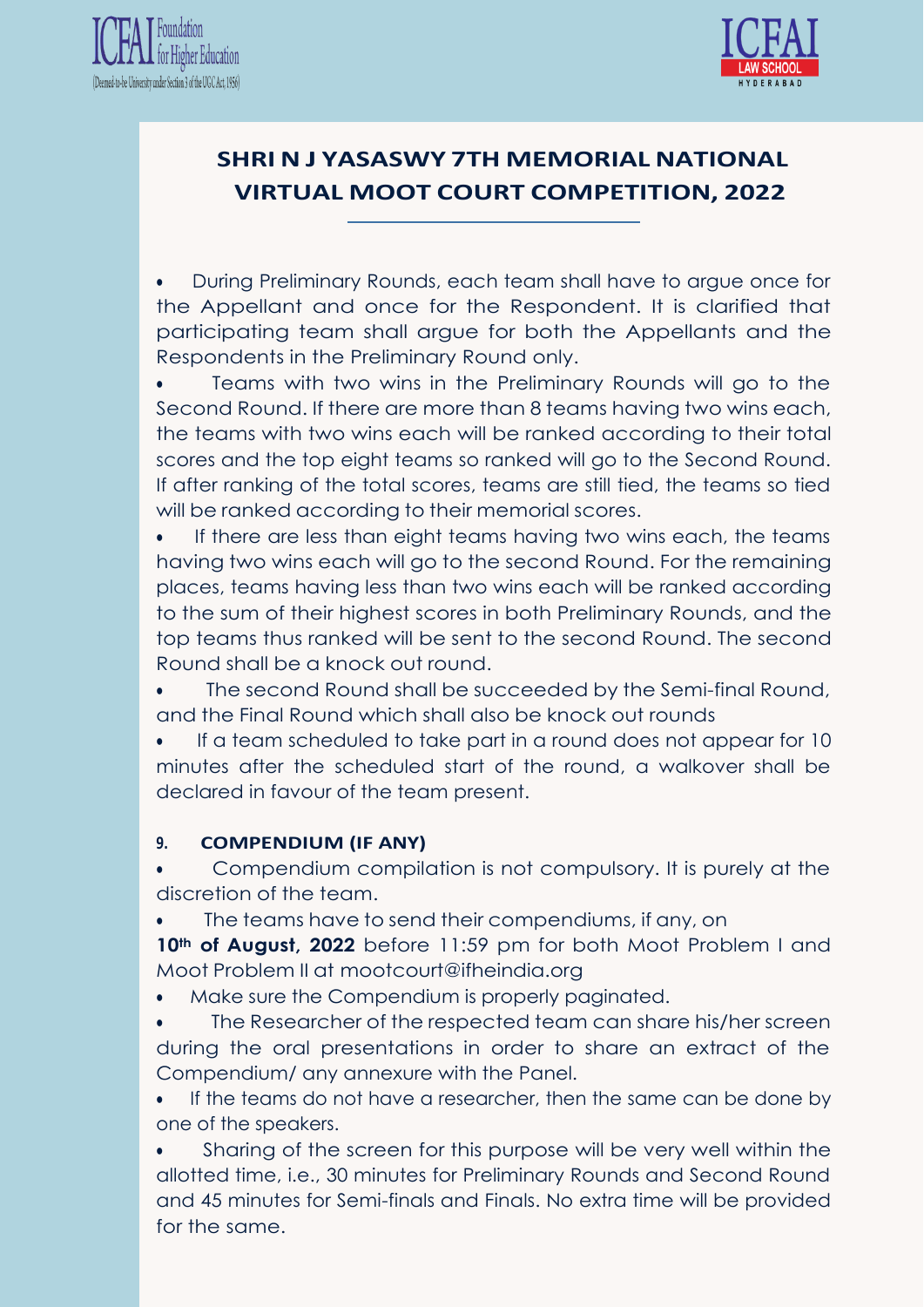## SHRI N J YASASWY 7TH MEMORIAL NATIONAL VIRTUAL MOOT COURT COMPETITION, 2022

- During Preliminary Rounds, each team shall have to argue once for the Appellant and once for the Respondent. It is clarified that participating team shall argue for both the Appellants and the Respondents in the Preliminary Round only.
- Teams with two wins in the Preliminary Rounds will go to the Second Round. If there are more than 8 teams having two wins each, the teams with two wins each will be ranked according to their total scores and the top eight teams so ranked will go to the Second Round. If after ranking of the total scores, teams are still tied, the teams so tied will be ranked according to their memorial scores.
- If there are less than eight teams having two wins each, the teams having two wins each will go to the second Round. For the remaining places, teams having less than two wins each will be ranked according to the sum of their highest scores in both Preliminary Rounds, and the top teams thus ranked will be sent to the second Round. The second Round shall be a knock out round.
- The second Round shall be succeeded by the Semi-final Round, and the Final Round which shall also be knock out rounds
- If a team scheduled to take part in a round does not appear for 10 minutes after the scheduled start of the round, a walkover shall be declared in favour of the team present.

### 9. COMPENDIUM (IF ANY)

- Compendium compilation is not compulsory. It is purely at the discretion of the team.
- The teams have to send their compendiums, if any, on **10th of August, 2022** before 11:59 pm for both Moot Problem I and Moot Problem II at mootcourt@ifheindia.org
- Make sure the Compendium is properly paginated.
- The Researcher of the respected team can share his/her screen during the oral presentations in order to share an extract of the Compendium/ any annexure with the Panel.
- If the teams do not have a researcher, then the same can be done by one of the speakers.
- Sharing of the screen for this purpose will be very well within the allotted time, i.e., 30 minutes for Preliminary Rounds and Second Round and 45 minutes for Semi-finals and Finals. No extra time will be provided for the same.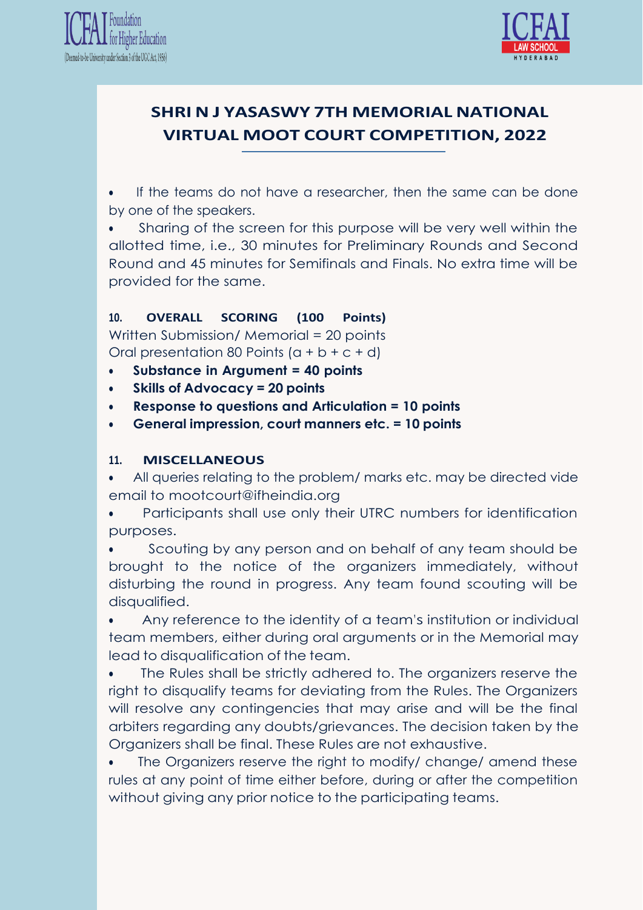- If the teams do not have a researcher, then the same can be done by one of the speakers.
- Sharing of the screen for this purpose will be very well within the allotted time, i.e., 30 minutes for Preliminary Rounds and Second Round and 45 minutes for Semifinals and Finals. No extra time will be provided for the same.

### 10. OVERALL SCORING (100 Points)

Written Submission/ Memorial = 20 points

Oral presentation 80 Points (a + b + c + d)

- **Substance in Argument = 40 points**
- **Skills of Advocacy = 20 points**
- **Response to questions and Articulation = 10 points**
- **General impression, court manners etc. = 10 points**

### 11. MISCELLANEOUS

- All queries relating to the problem/ marks etc. may be directed vide email to mootcourt@ifheindia.org
- Participants shall use only their UTRC numbers for identification purposes.
- Scouting by any person and on behalf of any team should be brought to the notice of the organizers immediately, without disturbing the round in progress. Any team found scouting will be disqualified.
- Any reference to the identity of a team's institution or individual team members, either during oral arguments or in the Memorial may lead to disqualification of the team.
- The Rules shall be strictly adhered to. The organizers reserve the right to disqualify teams for deviating from the Rules. The Organizers will resolve any contingencies that may arise and will be the final arbiters regarding any doubts/grievances. The decision taken by the Organizers shall be final. These Rules are not exhaustive.
- The Organizers reserve the right to modify/ change/ amend these rules at any point of time either before, during or after the competition without giving any prior notice to the participating teams.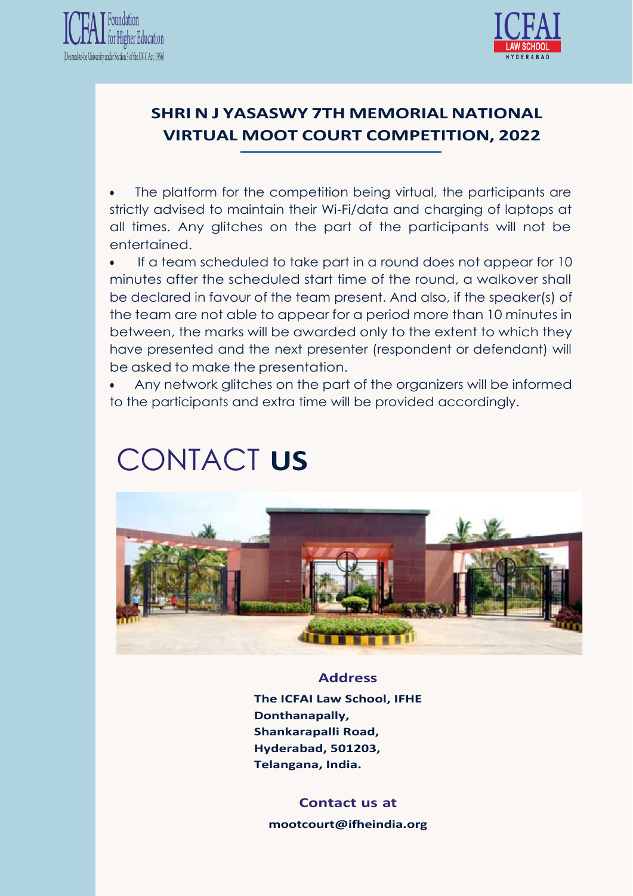## SHRI N J YASASWY 7TH MEMORIAL NATIONAL VIRTUAL MOOT COURT COMPETITION, 2022

- The platform for the competition being virtual, the participants are strictly advised to maintain their Wi-Fi/data and charging of laptops at all times. Any glitches on the part of the participants will not be entertained.
- If a team scheduled to take part in a round does not appear for 10 minutes after the scheduled start time of the round, a walkover shall be declared in favour of the team present. And also, if the speaker(s) of the team are not able to appear for a period more than 10 minutes in between, the marks will be awarded only to the extent to which they have presented and the next presenter (respondent or defendant) will be asked to make the presentation.
- Any network glitches on the part of the organizers will be informed to the participants and extra time will be provided accordingly.

# CONTACT **US**

### Address

**The ICFAI Law School, IFHE**
**Donthanapally,**
**Shankarapalli Road,**
**Hyderabad, 501203,**
**Telangana, India.**

### Contact us at

**mootcourt@ifheindia.org**